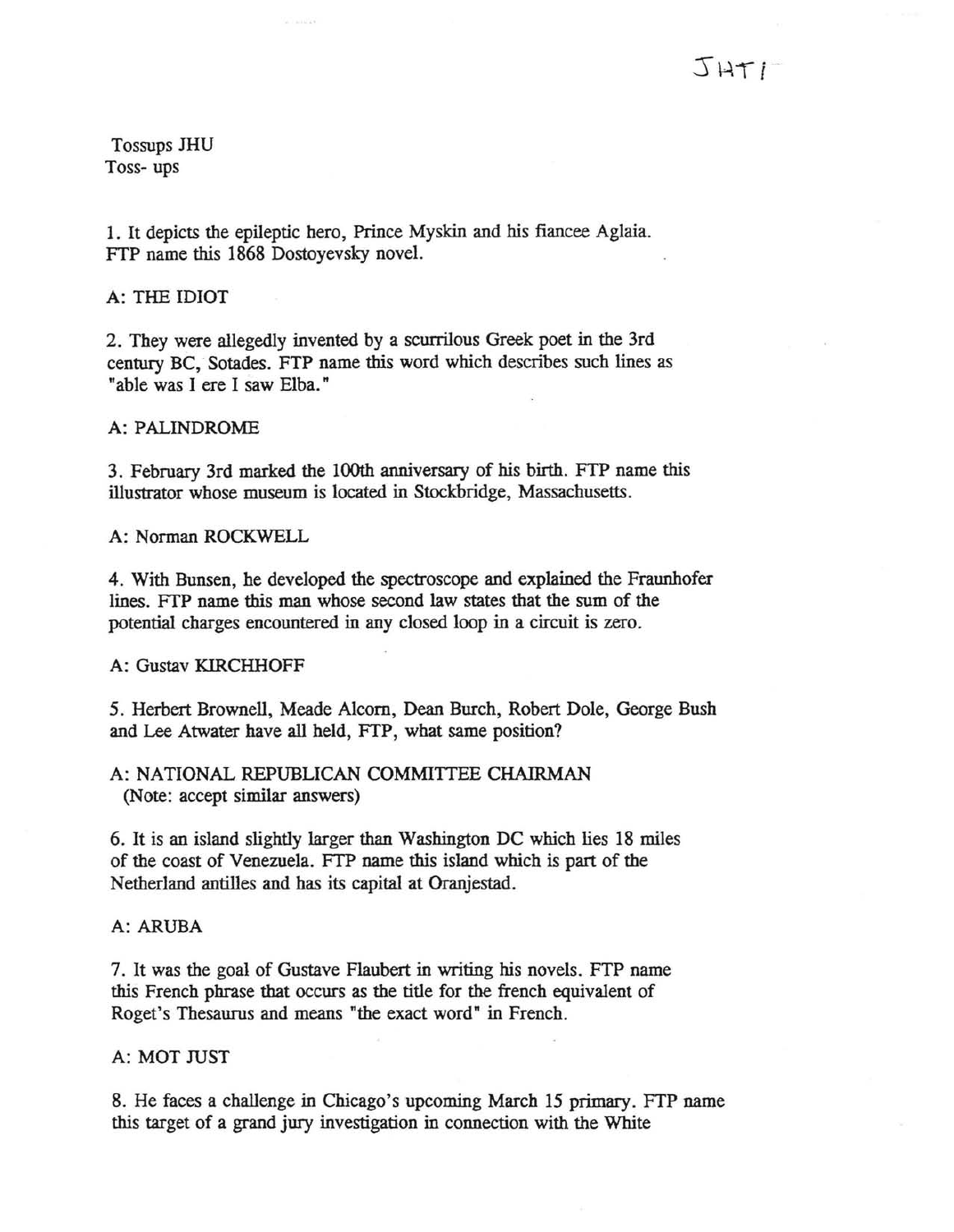JHT I

Tossups JHU
Toss- ups

1. It depicts the epileptic hero, Prince Myskin and his fiancee Aglaia. FTP name this 1868 Dostoyevsky novel.

A: THE IDIOT

2. They were allegedly invented by a scurrilous Greek poet in the 3rd century BC, Sotades. FTP name this word which describes such lines as "able was I ere I saw Elba."

A: PALINDROME

3. February 3rd marked the 100th anniversary of his birth. FTP name this illustrator whose museum is located in Stockbridge, Massachusetts.

A: Norman ROCKWELL

4. With Bunsen, he developed the spectroscope and explained the Fraunhofer lines. FTP name this man whose second law states that the sum of the potential charges encountered in any closed loop in a circuit is zero.

A: Gustav KIRCHHOFF

5. Herbert Brownell, Meade Alcorn, Dean Burch, Robert Dole, George Bush and Lee Atwater have all held, FTP, what same position?

A: NATIONAL REPUBLICAN COMMITTEE CHAIRMAN
(Note: accept similar answers)

6. It is an island slightly larger than Washington DC which lies 18 miles of the coast of Venezuela. FTP name this island which is part of the Netherland antilles and has its capital at Oranjestad.

A: ARUBA

7. It was the goal of Gustave Flaubert in writing his novels. FTP name this French phrase that occurs as the title for the french equivalent of Roget's Thesaurus and means "the exact word" in French.

A: MOT JUST

8. He faces a challenge in Chicago's upcoming March 15 primary. FTP name this target of a grand jury investigation in connection with the White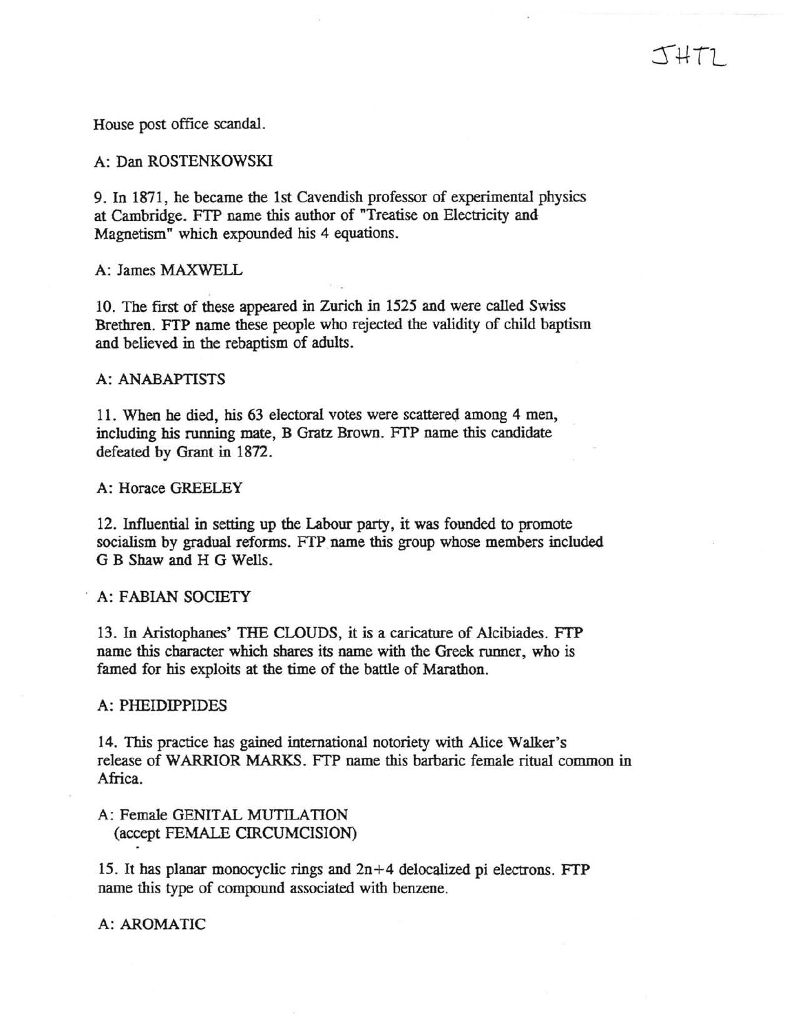House post office scandal.

A: Dan ROSTENKOWSKI

9. In 1871, he became the 1st Cavendish professor of experimental physics at Cambridge. FTP name this author of "Treatise on Electricity and Magnetism" which expounded his 4 equations.

A: James MAXWELL

10. The first of these appeared in Zurich in 1525 and were called Swiss Brethren. FTP name these people who rejected the validity of child baptism and believed in the rebaptism of adults.

A: ANABAPTISTS

11. When he died, his 63 electoral votes were scattered among 4 men, including his running mate, B Gratz Brown. FTP name this candidate defeated by Grant in 1872.

A: Horace GREELEY

12. Influential in setting up the Labour party, it was founded to promote socialism by gradual reforms. FTP name this group whose members included G B Shaw and H G Wells.

A: FABIAN SOCIETY

13. In Aristophanes' THE CLOUDS, it is a caricature of Alcibiades. FTP name this character which shares its name with the Greek runner, who is famed for his exploits at the time of the battle of Marathon.

A: PHEIDIPPIDES

14. This practice has gained international notoriety with Alice Walker's release of WARRIOR MARKS. FTP name this barbaric female ritual common in Africa.

A: Female GENITAL MUTILATION
(accept FEMALE CIRCUMCISION)

15. It has planar monocyclic rings and $2n+4$ delocalized pi electrons. FTP name this type of compound associated with benzene.

A: AROMATIC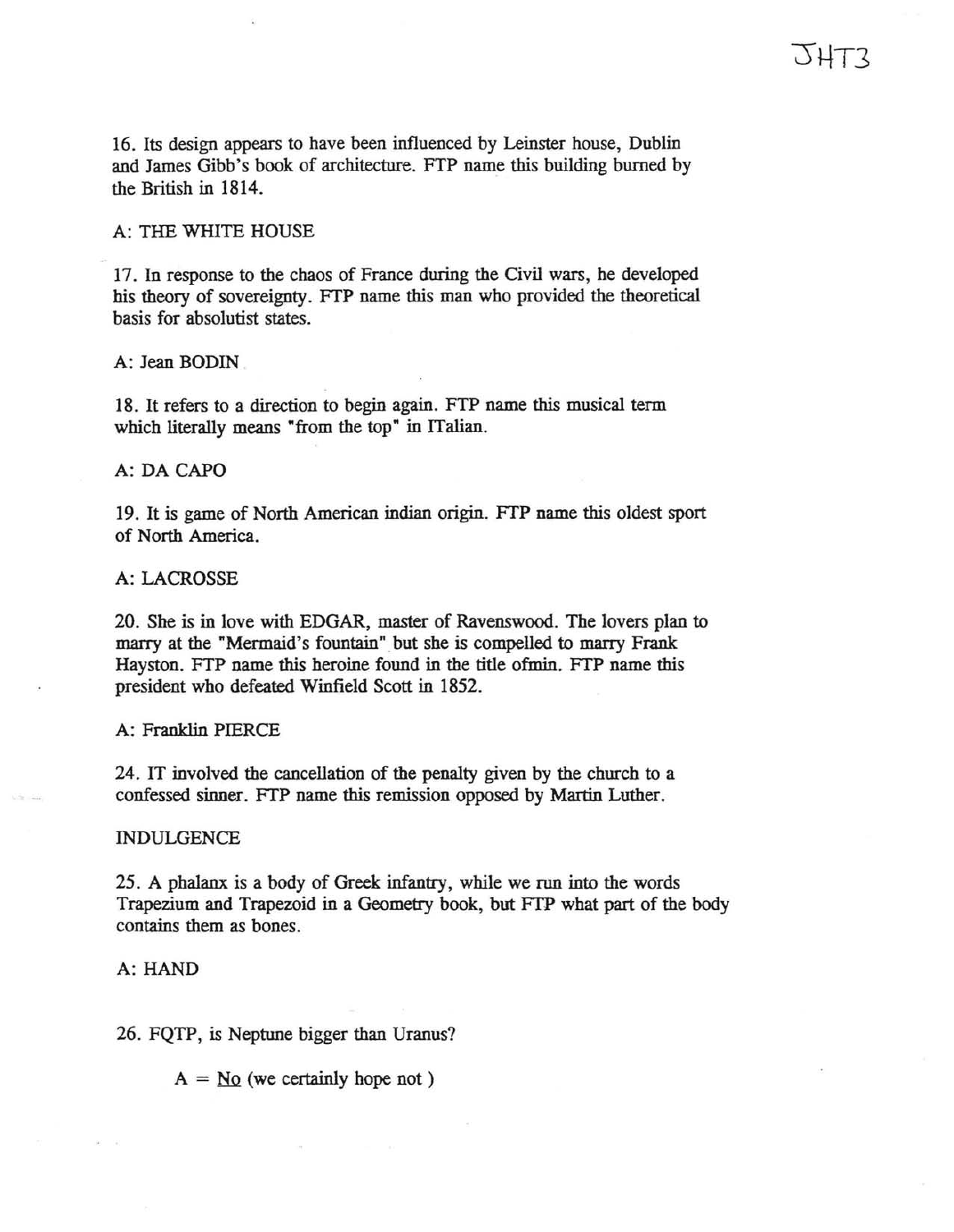16. Its design appears to have been influenced by Leinster house, Dublin and James Gibb's book of architecture. FTP name this building burned by the British in 1814.

A: THE WHITE HOUSE

17. In response to the chaos of France during the Civil wars, he developed his theory of sovereignty. FTP name this man who provided the theoretical basis for absolutist states.

A: Jean BODIN

18. It refers to a direction to begin again. FTP name this musical term which literally means "from the top" in ITalian.

A: DA CAPO

19. It is game of North American indian origin. FTP name this oldest sport of North America.

A: LACROSSE

20. She is in love with EDGAR, master of Ravenswood. The lovers plan to marry at the "Mermaid's fountain" but she is compelled to marry Frank Hayston. FTP name this heroine found in the title ofmin. FTP name this president who defeated Winfield Scott in 1852.

A: Franklin PIERCE

24. IT involved the cancellation of the penalty given by the church to a confessed sinner. FTP name this remission opposed by Martin Luther.

INDULGENCE

25. A phalanx is a body of Greek infantry, while we run into the words Trapezium and Trapezoid in a Geometry book, but FTP what part of the body contains them as bones.

A: HAND

26. FQTP, is Neptune bigger than Uranus?

A = No (we certainly hope not )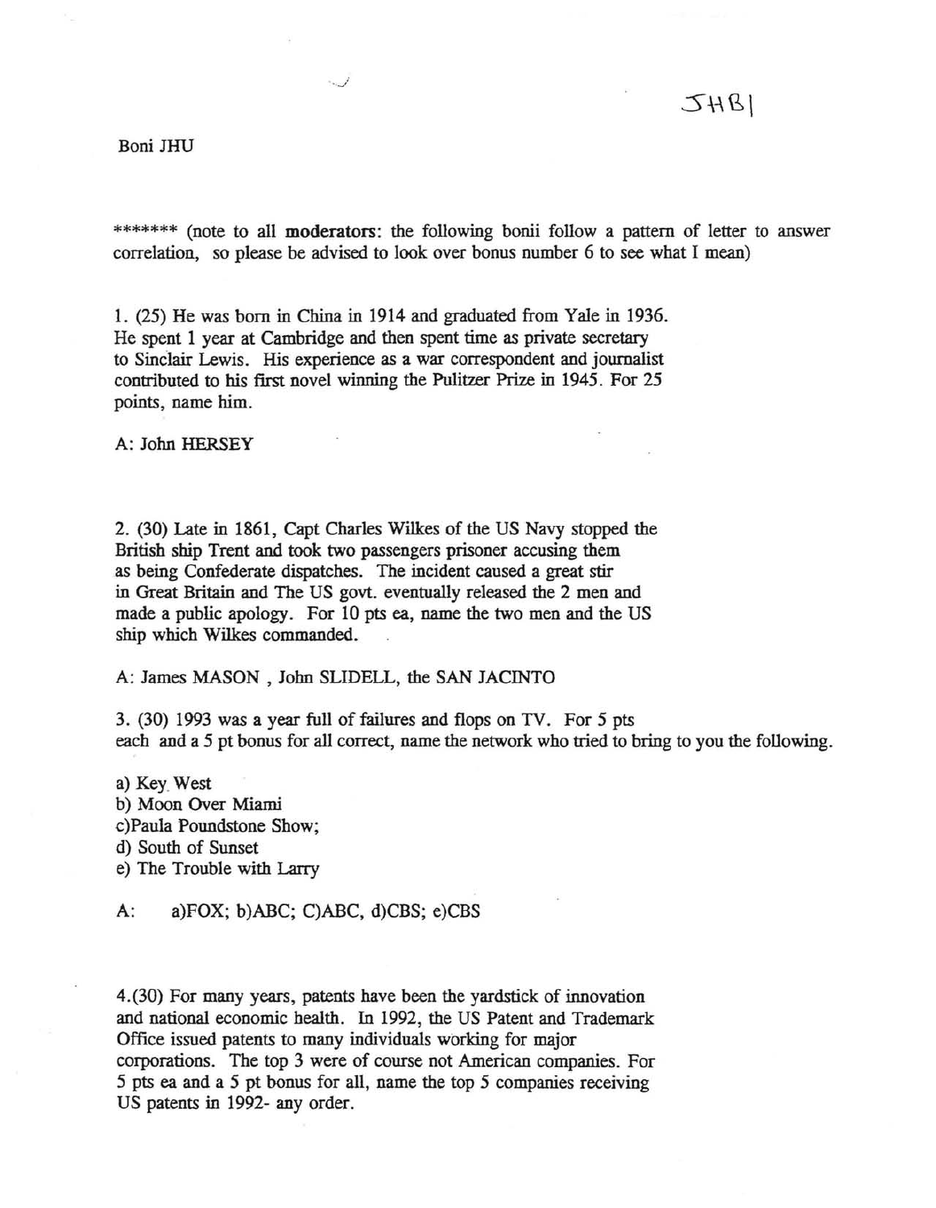JHB1

Boni JHU

******* (note to all **moderators**: the following bonii follow a pattern of letter to answer correlation, so please be advised to look over bonus number 6 to see what I mean)

1. (25) He was born in China in 1914 and graduated from Yale in 1936. He spent 1 year at Cambridge and then spent time as private secretary to Sinclair Lewis. His experience as a war correspondent and journalist contributed to his first novel winning the Pulitzer Prize in 1945. For 25 points, name him.

A: John HERSEY

2. (30) Late in 1861, Capt Charles Wilkes of the US Navy stopped the British ship Trent and took two passengers prisoner accusing them as being Confederate dispatches. The incident caused a great stir in Great Britain and The US govt. eventually released the 2 men and made a public apology. For 10 pts ea, name the two men and the US ship which Wilkes commanded.

A: James MASON , John SLIDELL, the SAN JACINTO

3. (30) 1993 was a year full of failures and flops on TV. For 5 pts each and a 5 pt bonus for all correct, name the network who tried to bring to you the following.

a) Key West
b) Moon Over Miami
c)Paula Poundstone Show;
d) South of Sunset
e) The Trouble with Larry

A: a)FOX; b)ABC; C)ABC, d)CBS; e)CBS

4.(30) For many years, patents have been the yardstick of innovation and national economic health. In 1992, the US Patent and Trademark Office issued patents to many individuals working for major corporations. The top 3 were of course not American companies. For 5 pts ea and a 5 pt bonus for all, name the top 5 companies receiving US patents in 1992- any order.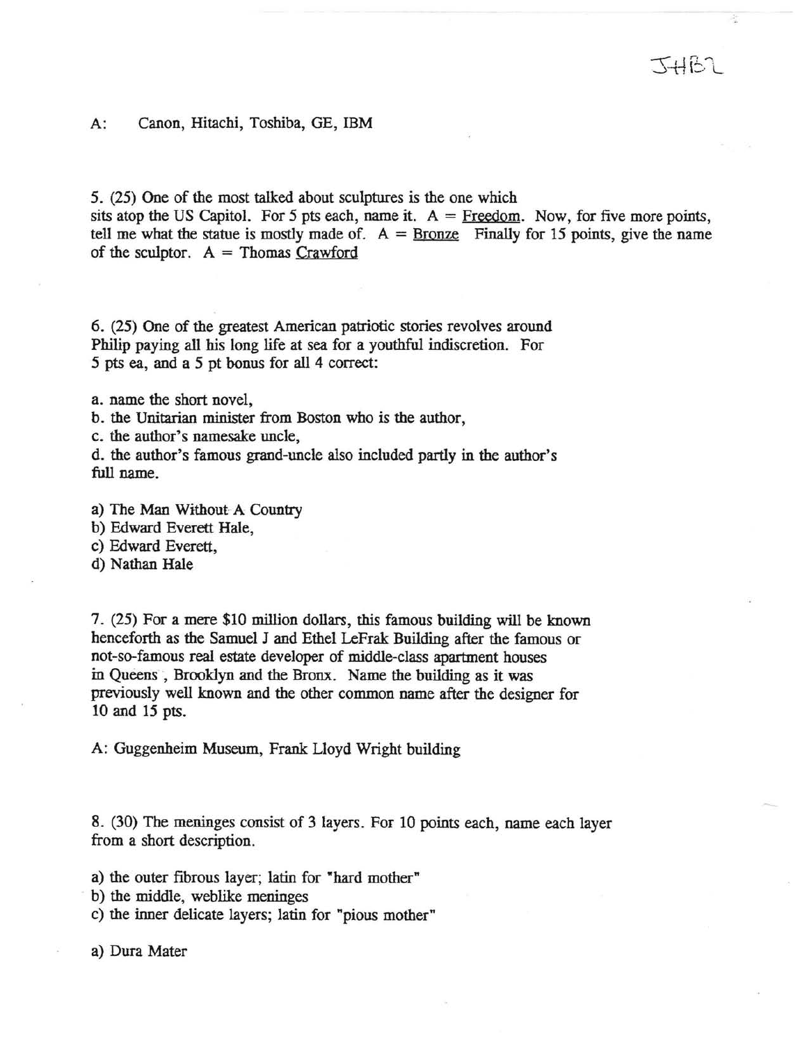JHB2

A: Canon, Hitachi, Toshiba, GE, IBM

5. (25) One of the most talked about sculptures is the one which sits atop the US Capitol. For 5 pts each, name it. A = Freedom. Now, for five more points, tell me what the statue is mostly made of. A = Bronze Finally for 15 points, give the name of the sculptor. A = Thomas Crawford

6. (25) One of the greatest American patriotic stories revolves around Philip paying all his long life at sea for a youthful indiscretion. For 5 pts ea, and a 5 pt bonus for all 4 correct:

a. name the short novel,
b. the Unitarian minister from Boston who is the author,
c. the author's namesake uncle,
d. the author's famous grand-uncle also included partly in the author's full name.

a) The Man Without A Country
b) Edward Everett Hale,
c) Edward Everett,
d) Nathan Hale

7. (25) For a mere $10 million dollars, this famous building will be known henceforth as the Samuel J and Ethel LeFrak Building after the famous or not-so-famous real estate developer of middle-class apartment houses in Queens , Brooklyn and the Bronx. Name the building as it was previously well known and the other common name after the designer for 10 and 15 pts.

A: Guggenheim Museum, Frank Lloyd Wright building

8. (30) The meninges consist of 3 layers. For 10 points each, name each layer from a short description.

a) the outer fibrous layer; latin for "hard mother"
b) the middle, weblike meninges
c) the inner delicate layers; latin for "pious mother"

a) Dura Mater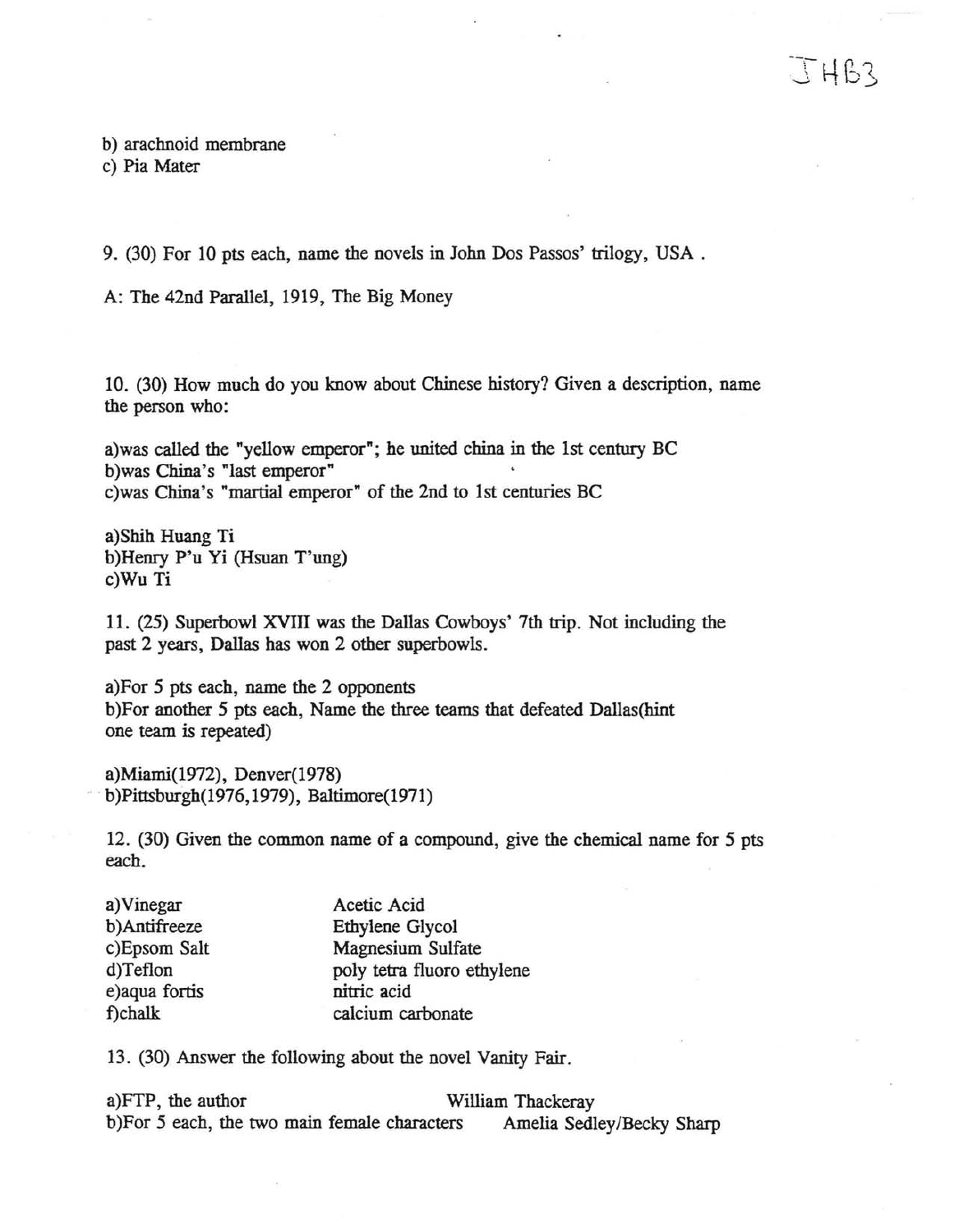b) arachnoid membrane
c) Pia Mater

9. (30) For 10 pts each, name the novels in John Dos Passos' trilogy, USA .

A: The 42nd Parallel, 1919, The Big Money

10. (30) How much do you know about Chinese history? Given a description, name the person who:

a)was called the "yellow emperor"; he united china in the 1st century BC
b)was China's "last emperor"
c)was China's "martial emperor" of the 2nd to 1st centuries BC

a)Shih Huang Ti
b)Henry P'u Yi (Hsuan T'ung)
c)Wu Ti

11. (25) Superbowl XVIII was the Dallas Cowboys' 7th trip. Not including the past 2 years, Dallas has won 2 other superbowls.

a)For 5 pts each, name the 2 opponents
b)For another 5 pts each, Name the three teams that defeated Dallas(hint one team is repeated)

a)Miami(1972), Denver(1978)
b)Pittsburgh(1976,1979), Baltimore(1971)

12. (30) Given the common name of a compound, give the chemical name for 5 pts each.

| | |
|---|---|
| a)Vinegar | Acetic Acid |
| b)Antifreeze | Ethylene Glycol |
| c)Epsom Salt | Magnesium Sulfate |
| d)Teflon | poly tetra fluoro ethylene |
| e)aqua fortis | nitric acid |
| f)chalk | calcium carbonate |

13. (30) Answer the following about the novel Vanity Fair.

a)FTP, the author William Thackeray
b)For 5 each, the two main female characters Amelia Sedley/Becky Sharp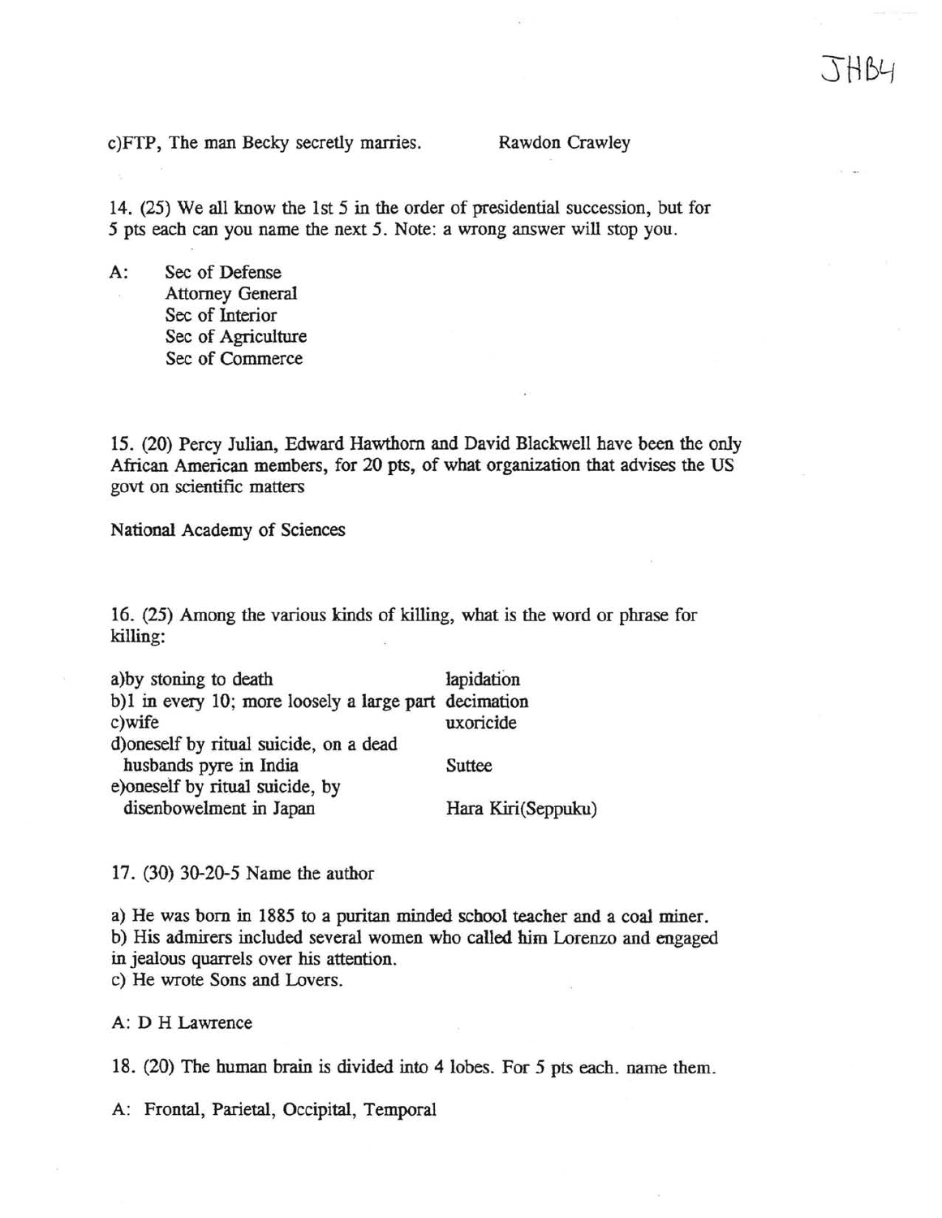c)FTP, The man Becky secretly marries. Rawdon Crawley

14. (25) We all know the 1st 5 in the order of presidential succession, but for 5 pts each can you name the next 5. Note: a wrong answer will stop you.

A: Sec of Defense
Attorney General
Sec of Interior
Sec of Agriculture
Sec of Commerce

15. (20) Percy Julian, Edward Hawthorn and David Blackwell have been the only African American members, for 20 pts, of what organization that advises the US govt on scientific matters

National Academy of Sciences

16. (25) Among the various kinds of killing, what is the word or phrase for killing:

| | |
|---|---|
| a)by stoning to death | lapidation |
| b)1 in every 10; more loosely a large part | decimation |
| c)wife | uxoricide |
| d)oneself by ritual suicide, on a dead husbands pyre in India | Suttee |
| e)oneself by ritual suicide, by disenbowelment in Japan | Hara Kiri(Seppuku) |

17. (30) 30-20-5 Name the author

a) He was born in 1885 to a puritan minded school teacher and a coal miner.
b) His admirers included several women who called him Lorenzo and engaged in jealous quarrels over his attention.
c) He wrote Sons and Lovers.

A: D H Lawrence

18. (20) The human brain is divided into 4 lobes. For 5 pts each. name them.

A: Frontal, Parietal, Occipital, Temporal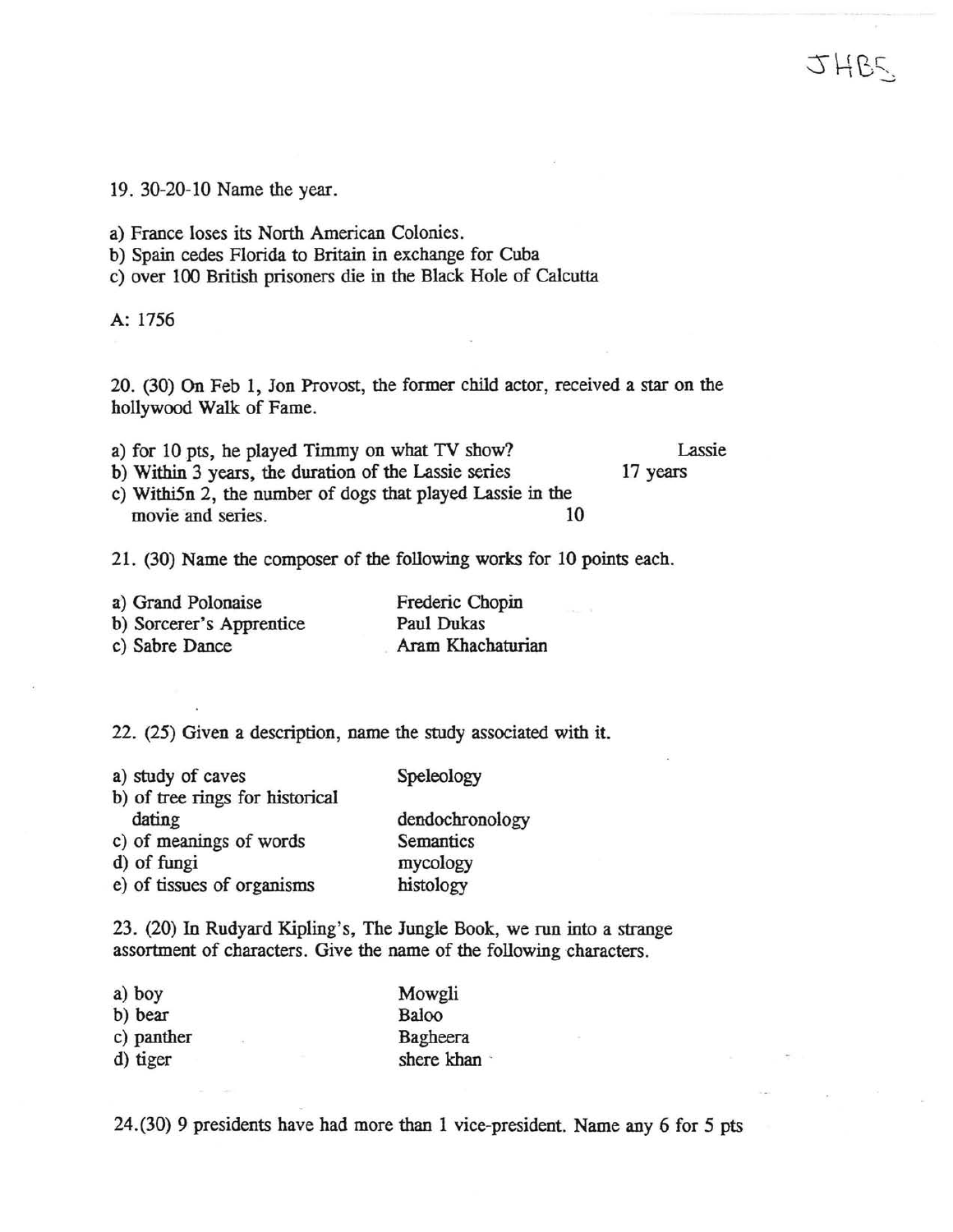19. 30-20-10 Name the year.

a) France loses its North American Colonies.
b) Spain cedes Florida to Britain in exchange for Cuba
c) over 100 British prisoners die in the Black Hole of Calcutta

A: 1756

20. (30) On Feb 1, Jon Provost, the former child actor, received a star on the hollywood Walk of Fame.

a) for 10 pts, he played Timmy on what TV show? Lassie
b) Within 3 years, the duration of the Lassie series 17 years
c) Withi5n 2, the number of dogs that played Lassie in the movie and series. 10

21. (30) Name the composer of the following works for 10 points each.

a) Grand Polonaise — Frederic Chopin
b) Sorcerer's Apprentice — Paul Dukas
c) Sabre Dance — Aram Khachaturian

22. (25) Given a description, name the study associated with it.

a) study of caves — Speleology
b) of tree rings for historical dating — dendochronology
c) of meanings of words — Semantics
d) of fungi — mycology
e) of tissues of organisms — histology

23. (20) In Rudyard Kipling's, The Jungle Book, we run into a strange assortment of characters. Give the name of the following characters.

a) boy — Mowgli
b) bear — Baloo
c) panther — Bagheera
d) tiger — shere khan

24.(30) 9 presidents have had more than 1 vice-president. Name any 6 for 5 pts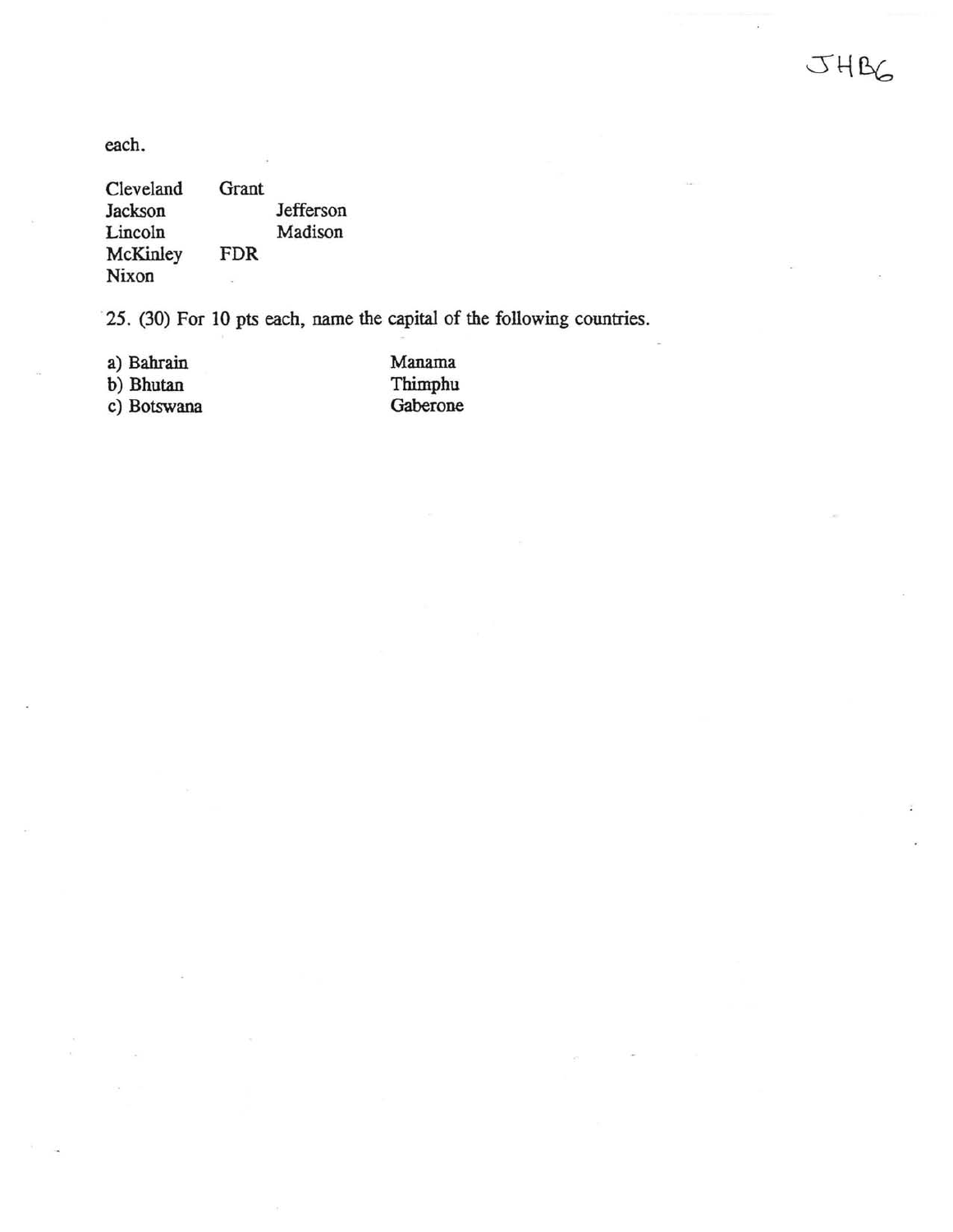each.

| | | |
|---|---|---|
| Cleveland | Grant | |
| Jackson | | Jefferson |
| Lincoln | | Madison |
| McKinley | FDR | |
| Nixon | | |

25. (30) For 10 pts each, name the capital of the following countries.

| | |
|---|---|
| a) Bahrain | Manama |
| b) Bhutan | Thimphu |
| c) Botswana | Gaberone |